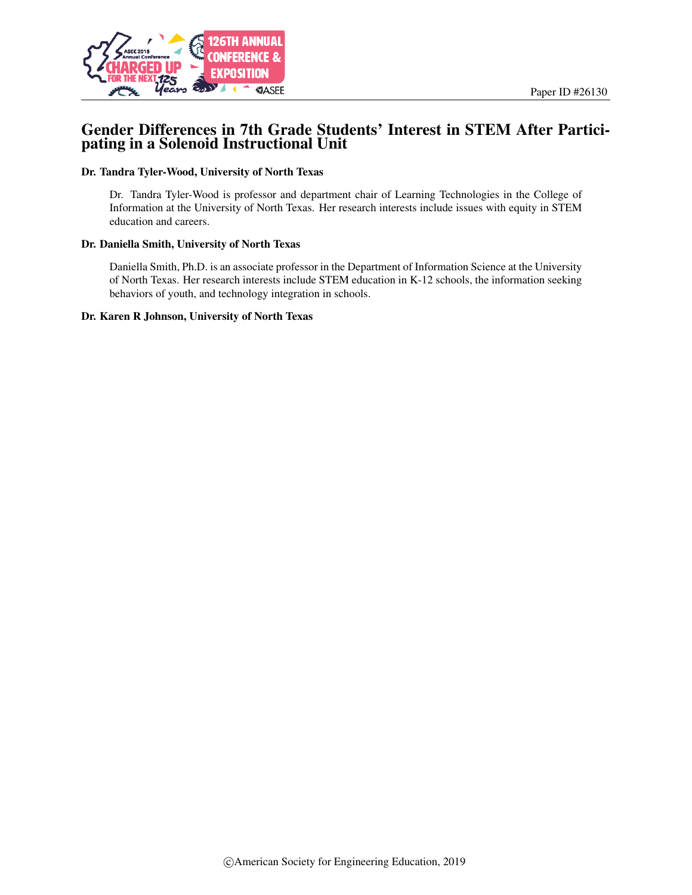Paper ID #26130

# Gender Differences in 7th Grade Students' Interest in STEM After Participating in a Solenoid Instructional Unit

**Dr. Tandra Tyler-Wood, University of North Texas**

Dr. Tandra Tyler-Wood is professor and department chair of Learning Technologies in the College of Information at the University of North Texas. Her research interests include issues with equity in STEM education and careers.

**Dr. Daniella Smith, University of North Texas**

Daniella Smith, Ph.D. is an associate professor in the Department of Information Science at the University of North Texas. Her research interests include STEM education in K-12 schools, the information seeking behaviors of youth, and technology integration in schools.

**Dr. Karen R Johnson, University of North Texas**

©American Society for Engineering Education, 2019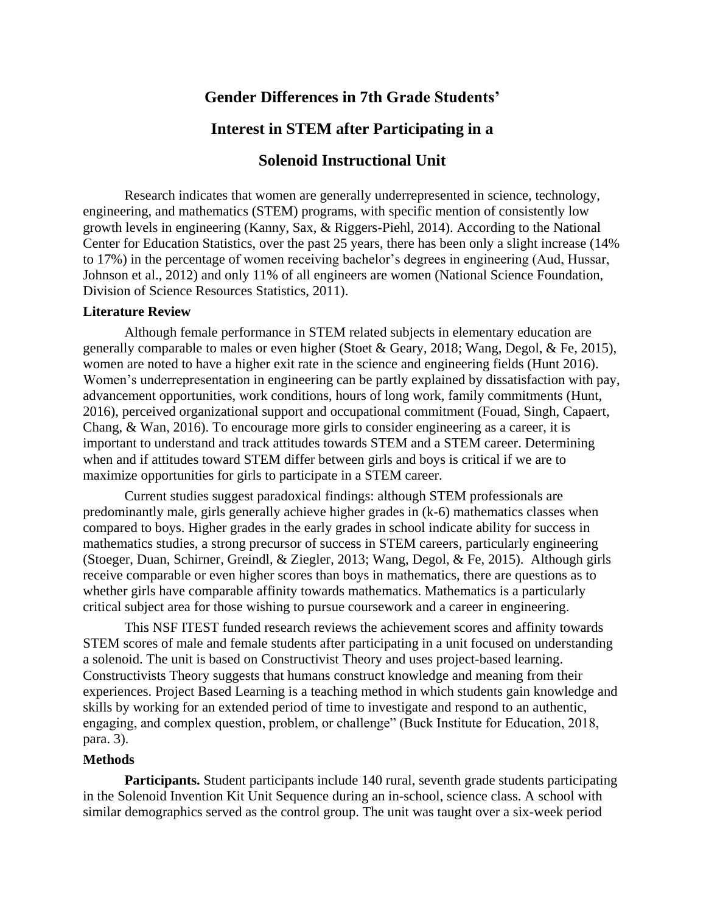# Gender Differences in 7th Grade Students' Interest in STEM after Participating in a Solenoid Instructional Unit

Research indicates that women are generally underrepresented in science, technology, engineering, and mathematics (STEM) programs, with specific mention of consistently low growth levels in engineering (Kanny, Sax, & Riggers-Piehl, 2014). According to the National Center for Education Statistics, over the past 25 years, there has been only a slight increase (14% to 17%) in the percentage of women receiving bachelor's degrees in engineering (Aud, Hussar, Johnson et al., 2012) and only 11% of all engineers are women (National Science Foundation, Division of Science Resources Statistics, 2011).

**Literature Review**

Although female performance in STEM related subjects in elementary education are generally comparable to males or even higher (Stoet & Geary, 2018; Wang, Degol, & Fe, 2015), women are noted to have a higher exit rate in the science and engineering fields (Hunt 2016). Women's underrepresentation in engineering can be partly explained by dissatisfaction with pay, advancement opportunities, work conditions, hours of long work, family commitments (Hunt, 2016), perceived organizational support and occupational commitment (Fouad, Singh, Capaert, Chang, & Wan, 2016). To encourage more girls to consider engineering as a career, it is important to understand and track attitudes towards STEM and a STEM career. Determining when and if attitudes toward STEM differ between girls and boys is critical if we are to maximize opportunities for girls to participate in a STEM career.

Current studies suggest paradoxical findings: although STEM professionals are predominantly male, girls generally achieve higher grades in (k-6) mathematics classes when compared to boys. Higher grades in the early grades in school indicate ability for success in mathematics studies, a strong precursor of success in STEM careers, particularly engineering (Stoeger, Duan, Schirner, Greindl, & Ziegler, 2013; Wang, Degol, & Fe, 2015). Although girls receive comparable or even higher scores than boys in mathematics, there are questions as to whether girls have comparable affinity towards mathematics. Mathematics is a particularly critical subject area for those wishing to pursue coursework and a career in engineering.

This NSF ITEST funded research reviews the achievement scores and affinity towards STEM scores of male and female students after participating in a unit focused on understanding a solenoid. The unit is based on Constructivist Theory and uses project-based learning. Constructivists Theory suggests that humans construct knowledge and meaning from their experiences. Project Based Learning is a teaching method in which students gain knowledge and skills by working for an extended period of time to investigate and respond to an authentic, engaging, and complex question, problem, or challenge" (Buck Institute for Education, 2018, para. 3).

**Methods**

**Participants.** Student participants include 140 rural, seventh grade students participating in the Solenoid Invention Kit Unit Sequence during an in-school, science class. A school with similar demographics served as the control group. The unit was taught over a six-week period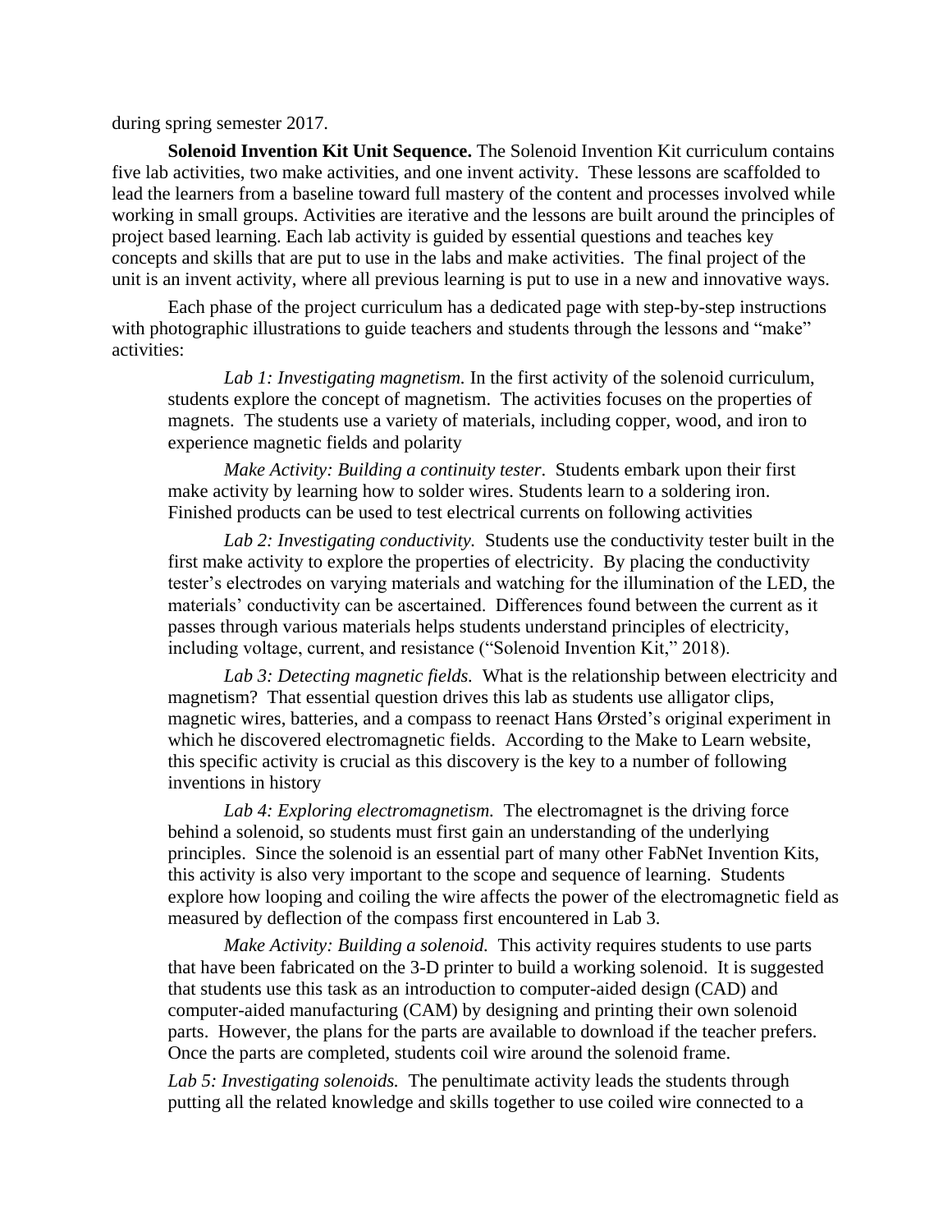during spring semester 2017.

**Solenoid Invention Kit Unit Sequence.** The Solenoid Invention Kit curriculum contains five lab activities, two make activities, and one invent activity. These lessons are scaffolded to lead the learners from a baseline toward full mastery of the content and processes involved while working in small groups. Activities are iterative and the lessons are built around the principles of project based learning. Each lab activity is guided by essential questions and teaches key concepts and skills that are put to use in the labs and make activities. The final project of the unit is an invent activity, where all previous learning is put to use in a new and innovative ways.

Each phase of the project curriculum has a dedicated page with step-by-step instructions with photographic illustrations to guide teachers and students through the lessons and "make" activities:

*Lab 1: Investigating magnetism.* In the first activity of the solenoid curriculum, students explore the concept of magnetism. The activities focuses on the properties of magnets. The students use a variety of materials, including copper, wood, and iron to experience magnetic fields and polarity

*Make Activity: Building a continuity tester*. Students embark upon their first make activity by learning how to solder wires. Students learn to a soldering iron. Finished products can be used to test electrical currents on following activities

*Lab 2: Investigating conductivity.* Students use the conductivity tester built in the first make activity to explore the properties of electricity. By placing the conductivity tester's electrodes on varying materials and watching for the illumination of the LED, the materials' conductivity can be ascertained. Differences found between the current as it passes through various materials helps students understand principles of electricity, including voltage, current, and resistance ("Solenoid Invention Kit," 2018).

*Lab 3: Detecting magnetic fields.* What is the relationship between electricity and magnetism? That essential question drives this lab as students use alligator clips, magnetic wires, batteries, and a compass to reenact Hans Ørsted's original experiment in which he discovered electromagnetic fields. According to the Make to Learn website, this specific activity is crucial as this discovery is the key to a number of following inventions in history

*Lab 4: Exploring electromagnetism.* The electromagnet is the driving force behind a solenoid, so students must first gain an understanding of the underlying principles. Since the solenoid is an essential part of many other FabNet Invention Kits, this activity is also very important to the scope and sequence of learning. Students explore how looping and coiling the wire affects the power of the electromagnetic field as measured by deflection of the compass first encountered in Lab 3.

*Make Activity: Building a solenoid.* This activity requires students to use parts that have been fabricated on the 3-D printer to build a working solenoid. It is suggested that students use this task as an introduction to computer-aided design (CAD) and computer-aided manufacturing (CAM) by designing and printing their own solenoid parts. However, the plans for the parts are available to download if the teacher prefers. Once the parts are completed, students coil wire around the solenoid frame.

*Lab 5: Investigating solenoids.* The penultimate activity leads the students through putting all the related knowledge and skills together to use coiled wire connected to a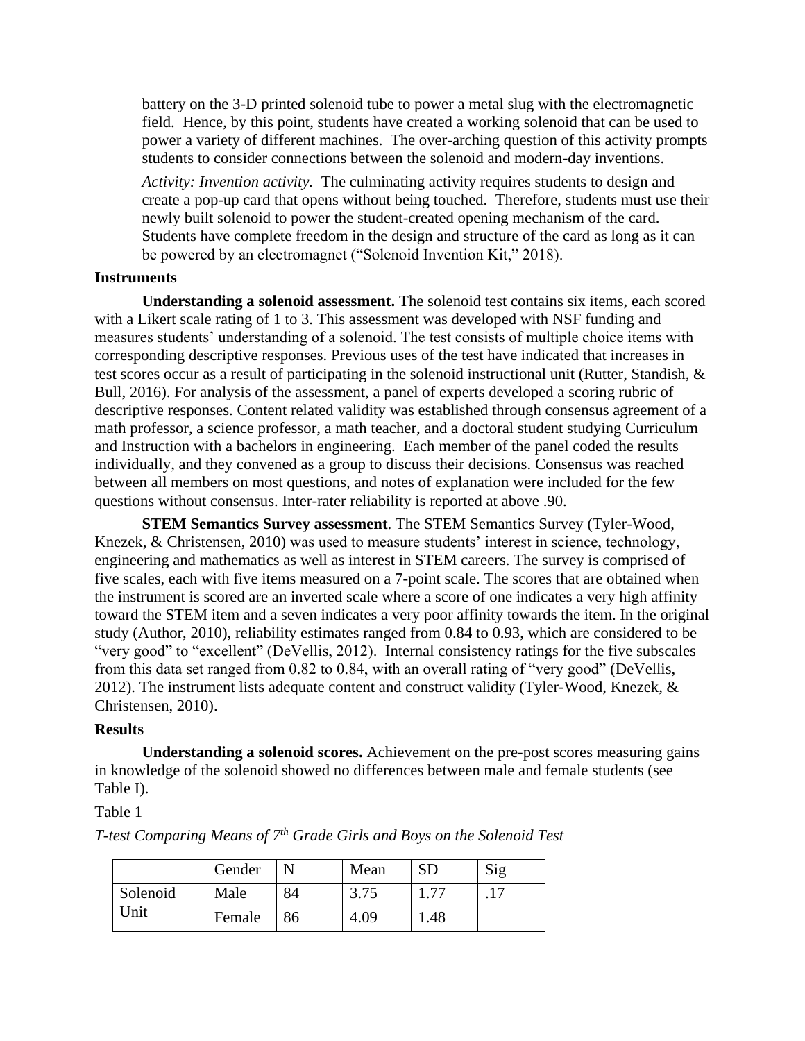battery on the 3-D printed solenoid tube to power a metal slug with the electromagnetic field. Hence, by this point, students have created a working solenoid that can be used to power a variety of different machines. The over-arching question of this activity prompts students to consider connections between the solenoid and modern-day inventions.

*Activity: Invention activity.* The culminating activity requires students to design and create a pop-up card that opens without being touched. Therefore, students must use their newly built solenoid to power the student-created opening mechanism of the card. Students have complete freedom in the design and structure of the card as long as it can be powered by an electromagnet ("Solenoid Invention Kit," 2018).

## Instruments

**Understanding a solenoid assessment.** The solenoid test contains six items, each scored with a Likert scale rating of 1 to 3. This assessment was developed with NSF funding and measures students' understanding of a solenoid. The test consists of multiple choice items with corresponding descriptive responses. Previous uses of the test have indicated that increases in test scores occur as a result of participating in the solenoid instructional unit (Rutter, Standish, & Bull, 2016). For analysis of the assessment, a panel of experts developed a scoring rubric of descriptive responses. Content related validity was established through consensus agreement of a math professor, a science professor, a math teacher, and a doctoral student studying Curriculum and Instruction with a bachelors in engineering. Each member of the panel coded the results individually, and they convened as a group to discuss their decisions. Consensus was reached between all members on most questions, and notes of explanation were included for the few questions without consensus. Inter-rater reliability is reported at above .90.

**STEM Semantics Survey assessment**. The STEM Semantics Survey (Tyler-Wood, Knezek, & Christensen, 2010) was used to measure students' interest in science, technology, engineering and mathematics as well as interest in STEM careers. The survey is comprised of five scales, each with five items measured on a 7-point scale. The scores that are obtained when the instrument is scored are an inverted scale where a score of one indicates a very high affinity toward the STEM item and a seven indicates a very poor affinity towards the item. In the original study (Author, 2010), reliability estimates ranged from 0.84 to 0.93, which are considered to be "very good" to "excellent" (DeVellis, 2012). Internal consistency ratings for the five subscales from this data set ranged from 0.82 to 0.84, with an overall rating of "very good" (DeVellis, 2012). The instrument lists adequate content and construct validity (Tyler-Wood, Knezek, & Christensen, 2010).

## Results

**Understanding a solenoid scores.** Achievement on the pre-post scores measuring gains in knowledge of the solenoid showed no differences between male and female students (see Table I).

Table 1

*T-test Comparing Means of 7th Grade Girls and Boys on the Solenoid Test*

| | Gender | N | Mean | SD | Sig |
|---|---|---|---|---|---|
| Solenoid Unit | Male | 84 | 3.75 | 1.77 | .17 |
| | Female | 86 | 4.09 | 1.48 | |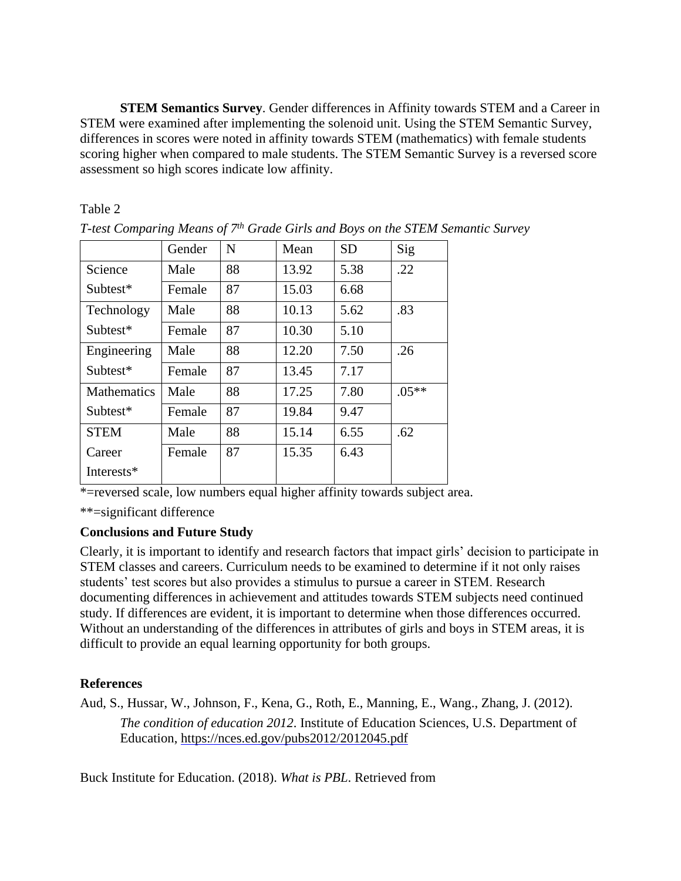**STEM Semantics Survey**. Gender differences in Affinity towards STEM and a Career in STEM were examined after implementing the solenoid unit. Using the STEM Semantic Survey, differences in scores were noted in affinity towards STEM (mathematics) with female students scoring higher when compared to male students. The STEM Semantic Survey is a reversed score assessment so high scores indicate low affinity.

Table 2

*T-test Comparing Means of 7th Grade Girls and Boys on the STEM Semantic Survey*

| | Gender | N | Mean | SD | Sig |
|---|---|---|---|---|---|
| Science Subtest* | Male | 88 | 13.92 | 5.38 | .22 |
| | Female | 87 | 15.03 | 6.68 | |
| Technology Subtest* | Male | 88 | 10.13 | 5.62 | .83 |
| | Female | 87 | 10.30 | 5.10 | |
| Engineering Subtest* | Male | 88 | 12.20 | 7.50 | .26 |
| | Female | 87 | 13.45 | 7.17 | |
| Mathematics Subtest* | Male | 88 | 17.25 | 7.80 | .05** |
| | Female | 87 | 19.84 | 9.47 | |
| STEM Career Interests* | Male | 88 | 15.14 | 6.55 | .62 |
| | Female | 87 | 15.35 | 6.43 | |

*=reversed scale, low numbers equal higher affinity towards subject area.

**=significant difference

**Conclusions and Future Study**

Clearly, it is important to identify and research factors that impact girls' decision to participate in STEM classes and careers. Curriculum needs to be examined to determine if it not only raises students' test scores but also provides a stimulus to pursue a career in STEM. Research documenting differences in achievement and attitudes towards STEM subjects need continued study. If differences are evident, it is important to determine when those differences occurred. Without an understanding of the differences in attributes of girls and boys in STEM areas, it is difficult to provide an equal learning opportunity for both groups.

**References**

Aud, S., Hussar, W., Johnson, F., Kena, G., Roth, E., Manning, E., Wang., Zhang, J. (2012). *The condition of education 2012*. Institute of Education Sciences, U.S. Department of Education, https://nces.ed.gov/pubs2012/2012045.pdf

Buck Institute for Education. (2018). *What is PBL*. Retrieved from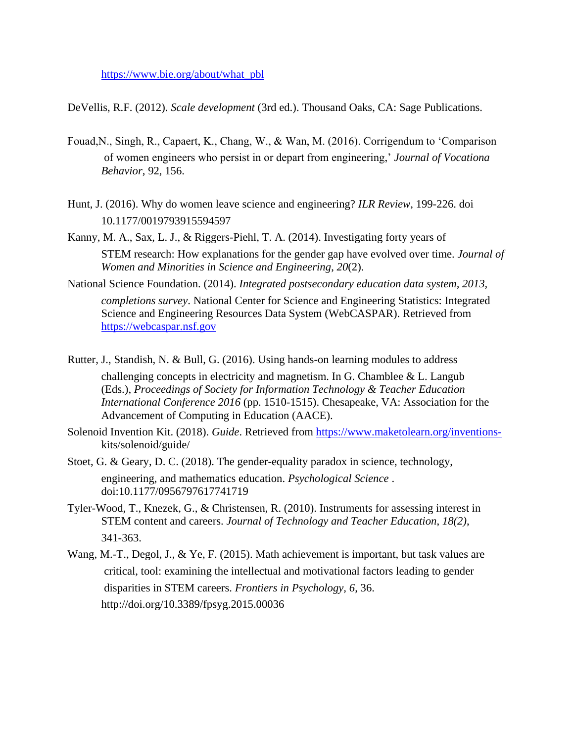https://www.bie.org/about/what_pbl

DeVellis, R.F. (2012). *Scale development* (3rd ed.). Thousand Oaks, CA: Sage Publications.

Fouad,N., Singh, R., Capaert, K., Chang, W., & Wan, M. (2016). Corrigendum to 'Comparison of women engineers who persist in or depart from engineering,' *Journal of Vocationa Behavior*, 92, 156.

Hunt, J. (2016). Why do women leave science and engineering? *ILR Review*, 199-226. doi 10.1177/0019793915594597

Kanny, M. A., Sax, L. J., & Riggers-Piehl, T. A. (2014). Investigating forty years of STEM research: How explanations for the gender gap have evolved over time. *Journal of Women and Minorities in Science and Engineering, 20*(2).

National Science Foundation. (2014). *Integrated postsecondary education data system, 2013, completions survey*. National Center for Science and Engineering Statistics: Integrated Science and Engineering Resources Data System (WebCASPAR). Retrieved from https://webcaspar.nsf.gov

Rutter, J., Standish, N. & Bull, G. (2016). Using hands-on learning modules to address challenging concepts in electricity and magnetism. In G. Chamblee & L. Langub (Eds.), *Proceedings of Society for Information Technology & Teacher Education International Conference 2016* (pp. 1510-1515). Chesapeake, VA: Association for the Advancement of Computing in Education (AACE).

Solenoid Invention Kit. (2018). *Guide*. Retrieved from https://www.maketolearn.org/inventions-kits/solenoid/guide/

Stoet, G. & Geary, D. C. (2018). The gender-equality paradox in science, technology, engineering, and mathematics education. *Psychological Science* . doi:10.1177/0956797617741719

Tyler-Wood, T., Knezek, G., & Christensen, R. (2010). Instruments for assessing interest in STEM content and careers. *Journal of Technology and Teacher Education*, *18(2)*, 341-363.

Wang, M.-T., Degol, J., & Ye, F. (2015). Math achievement is important, but task values are critical, tool: examining the intellectual and motivational factors leading to gender disparities in STEM careers. *Frontiers in Psychology*, *6*, 36. http://doi.org/10.3389/fpsyg.2015.00036